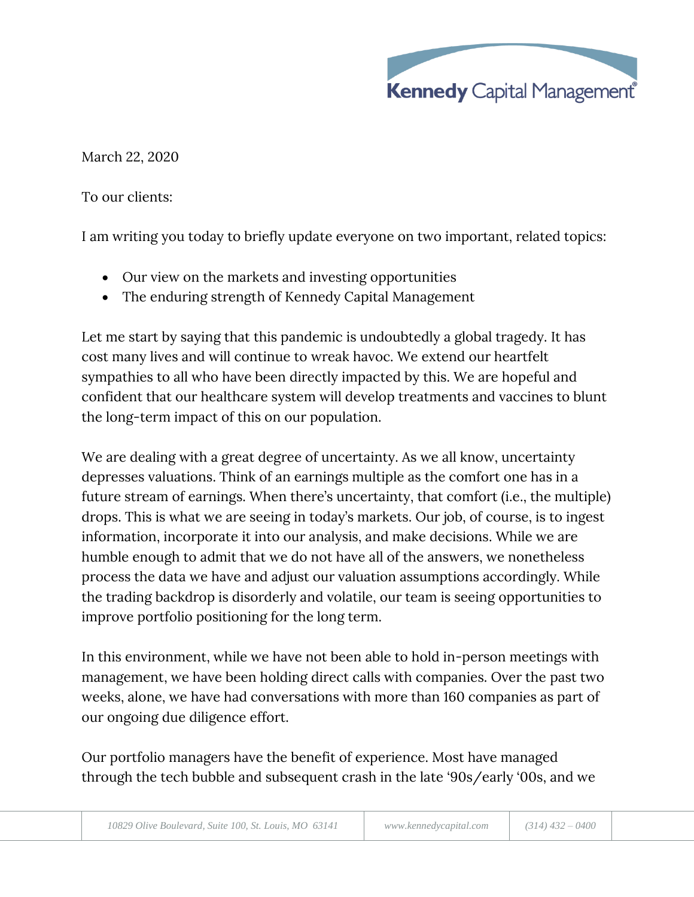March 22, 2020

To our clients:

I am writing you today to briefly update everyone on two important, related topics:

- Our view on the markets and investing opportunities
- The enduring strength of Kennedy Capital Management

Let me start by saying that this pandemic is undoubtedly a global tragedy. It has cost many lives and will continue to wreak havoc. We extend our heartfelt sympathies to all who have been directly impacted by this. We are hopeful and confident that our healthcare system will develop treatments and vaccines to blunt the long-term impact of this on our population.

We are dealing with a great degree of uncertainty. As we all know, uncertainty depresses valuations. Think of an earnings multiple as the comfort one has in a future stream of earnings. When there's uncertainty, that comfort (i.e., the multiple) drops. This is what we are seeing in today's markets. Our job, of course, is to ingest information, incorporate it into our analysis, and make decisions. While we are humble enough to admit that we do not have all of the answers, we nonetheless process the data we have and adjust our valuation assumptions accordingly. While the trading backdrop is disorderly and volatile, our team is seeing opportunities to improve portfolio positioning for the long term.

In this environment, while we have not been able to hold in-person meetings with management, we have been holding direct calls with companies. Over the past two weeks, alone, we have had conversations with more than 160 companies as part of our ongoing due diligence effort.

Our portfolio managers have the benefit of experience. Most have managed through the tech bubble and subsequent crash in the late '90s/early '00s, and we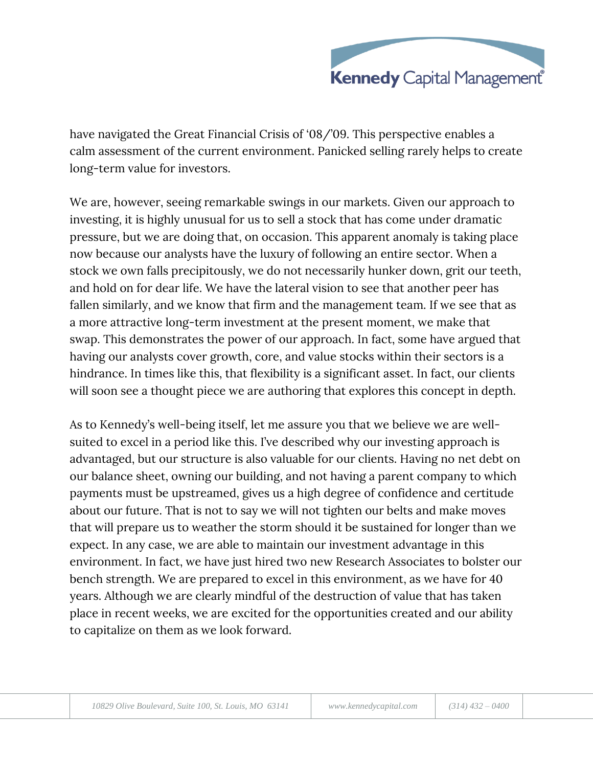have navigated the Great Financial Crisis of '08/'09. This perspective enables a calm assessment of the current environment. Panicked selling rarely helps to create long-term value for investors.

We are, however, seeing remarkable swings in our markets. Given our approach to investing, it is highly unusual for us to sell a stock that has come under dramatic pressure, but we are doing that, on occasion. This apparent anomaly is taking place now because our analysts have the luxury of following an entire sector. When a stock we own falls precipitously, we do not necessarily hunker down, grit our teeth, and hold on for dear life. We have the lateral vision to see that another peer has fallen similarly, and we know that firm and the management team. If we see that as a more attractive long-term investment at the present moment, we make that swap. This demonstrates the power of our approach. In fact, some have argued that having our analysts cover growth, core, and value stocks within their sectors is a hindrance. In times like this, that flexibility is a significant asset. In fact, our clients will soon see a thought piece we are authoring that explores this concept in depth.

As to Kennedy's well-being itself, let me assure you that we believe we are well-suited to excel in a period like this. I've described why our investing approach is advantaged, but our structure is also valuable for our clients. Having no net debt on our balance sheet, owning our building, and not having a parent company to which payments must be upstreamed, gives us a high degree of confidence and certitude about our future. That is not to say we will not tighten our belts and make moves that will prepare us to weather the storm should it be sustained for longer than we expect. In any case, we are able to maintain our investment advantage in this environment. In fact, we have just hired two new Research Associates to bolster our bench strength. We are prepared to excel in this environment, as we have for 40 years. Although we are clearly mindful of the destruction of value that has taken place in recent weeks, we are excited for the opportunities created and our ability to capitalize on them as we look forward.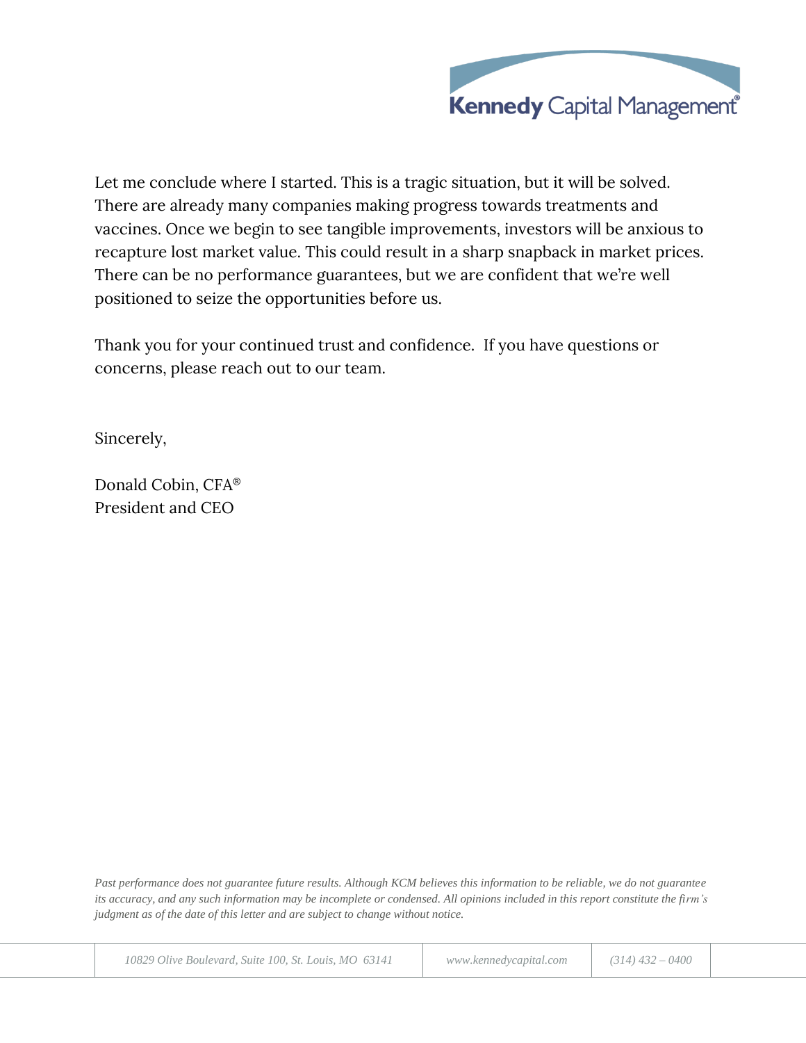Let me conclude where I started. This is a tragic situation, but it will be solved. There are already many companies making progress towards treatments and vaccines. Once we begin to see tangible improvements, investors will be anxious to recapture lost market value. This could result in a sharp snapback in market prices. There can be no performance guarantees, but we are confident that we're well positioned to seize the opportunities before us.

Thank you for your continued trust and confidence. If you have questions or concerns, please reach out to our team.

Sincerely,

Donald Cobin, CFA®
President and CEO

*Past performance does not guarantee future results. Although KCM believes this information to be reliable, we do not guarantee its accuracy, and any such information may be incomplete or condensed. All opinions included in this report constitute the firm's judgment as of the date of this letter and are subject to change without notice.*

10829 Olive Boulevard, Suite 100, St. Louis, MO 63141 | www.kennedycapital.com | (314) 432 – 0400